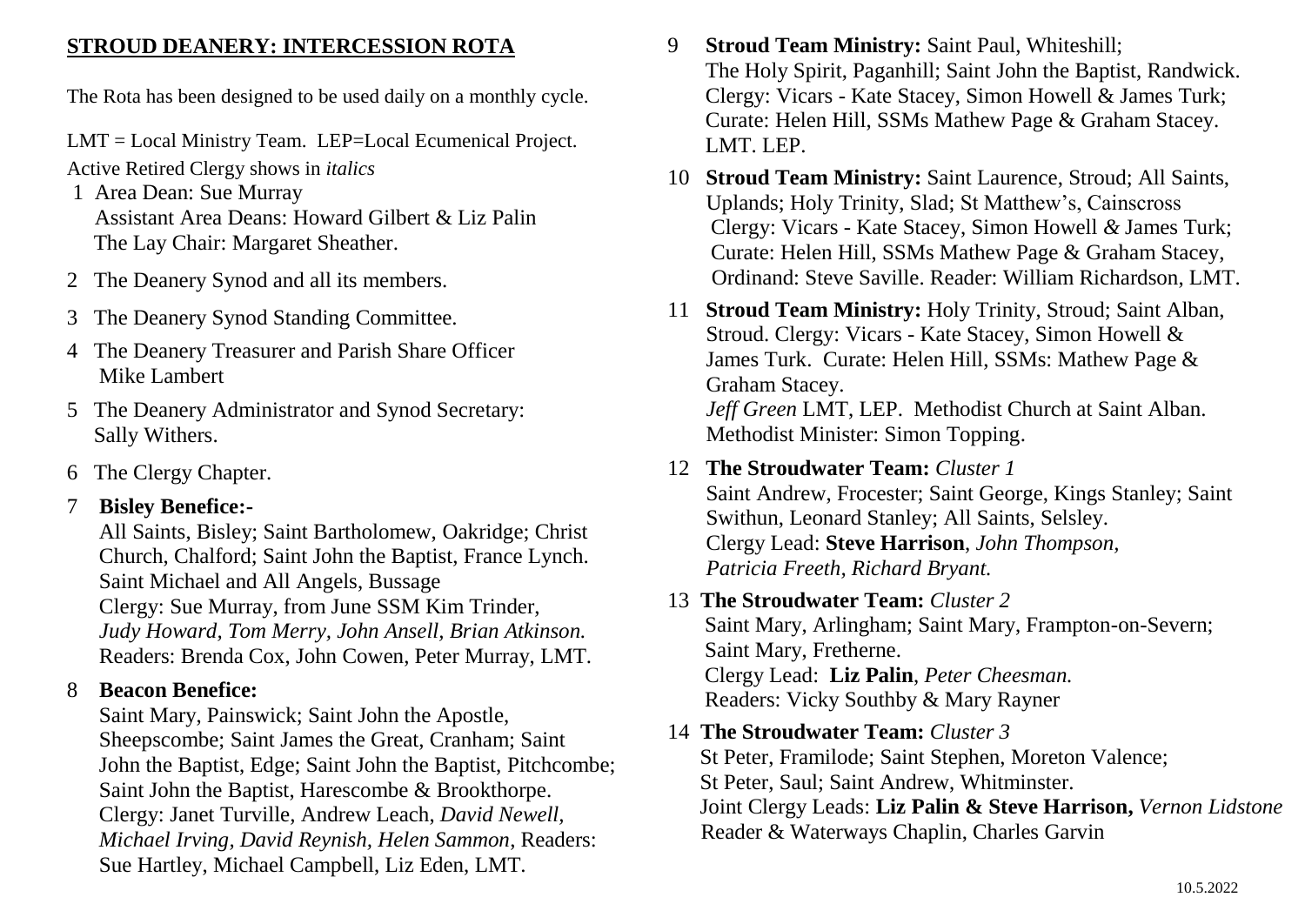## STROUD DEANERY: INTERCESSION ROTA

The Rota has been designed to be used daily on a monthly cycle.

LMT = Local Ministry Team. LEP=Local Ecumenical Project.
Active Retired Clergy shows in *italics*

1 Area Dean: Sue Murray
Assistant Area Deans: Howard Gilbert & Liz Palin
The Lay Chair: Margaret Sheather.

2 The Deanery Synod and all its members.

3 The Deanery Synod Standing Committee.

4 The Deanery Treasurer and Parish Share Officer
Mike Lambert

5 The Deanery Administrator and Synod Secretary:
Sally Withers.

6 The Clergy Chapter.

7 **Bisley Benefice:-**
All Saints, Bisley; Saint Bartholomew, Oakridge; Christ Church, Chalford; Saint John the Baptist, France Lynch. Saint Michael and All Angels, Bussage
Clergy: Sue Murray, from June SSM Kim Trinder, *Judy Howard, Tom Merry, John Ansell, Brian Atkinson.*
Readers: Brenda Cox, John Cowen, Peter Murray, LMT.

8 **Beacon Benefice:**
Saint Mary, Painswick; Saint John the Apostle, Sheepscombe; Saint James the Great, Cranham; Saint John the Baptist, Edge; Saint John the Baptist, Pitchcombe; Saint John the Baptist, Harescombe & Brookthorpe.
Clergy: Janet Turville, Andrew Leach, *David Newell, Michael Irving, David Reynish, Helen Sammon*, Readers: Sue Hartley, Michael Campbell, Liz Eden, LMT.

9 **Stroud Team Ministry:** Saint Paul, Whiteshill; The Holy Spirit, Paganhill; Saint John the Baptist, Randwick.
Clergy: Vicars - Kate Stacey, Simon Howell & James Turk; Curate: Helen Hill, SSMs Mathew Page & Graham Stacey.
LMT. LEP.

10 **Stroud Team Ministry:** Saint Laurence, Stroud; All Saints, Uplands; Holy Trinity, Slad; St Matthew's, Cainscross
Clergy: Vicars - Kate Stacey, Simon Howell & James Turk; Curate: Helen Hill, SSMs Mathew Page & Graham Stacey, Ordinand: Steve Saville. Reader: William Richardson, LMT.

11 **Stroud Team Ministry:** Holy Trinity, Stroud; Saint Alban, Stroud. Clergy: Vicars - Kate Stacey, Simon Howell & James Turk. Curate: Helen Hill, SSMs: Mathew Page & Graham Stacey.
*Jeff Green* LMT, LEP. Methodist Church at Saint Alban.
Methodist Minister: Simon Topping.

12 **The Stroudwater Team:** *Cluster 1*
Saint Andrew, Frocester; Saint George, Kings Stanley; Saint Swithun, Leonard Stanley; All Saints, Selsley.
Clergy Lead: **Steve Harrison**, *John Thompson, Patricia Freeth, Richard Bryant.*

13 **The Stroudwater Team:** *Cluster 2*
Saint Mary, Arlingham; Saint Mary, Frampton-on-Severn; Saint Mary, Fretherne.
Clergy Lead: **Liz Palin**, *Peter Cheesman.*
Readers: Vicky Southby & Mary Rayner

14 **The Stroudwater Team:** *Cluster 3*
St Peter, Framilode; Saint Stephen, Moreton Valence; St Peter, Saul; Saint Andrew, Whitminster.
Joint Clergy Leads: **Liz Palin & Steve Harrison,** *Vernon Lidstone*
Reader & Waterways Chaplin, Charles Garvin

10.5.2022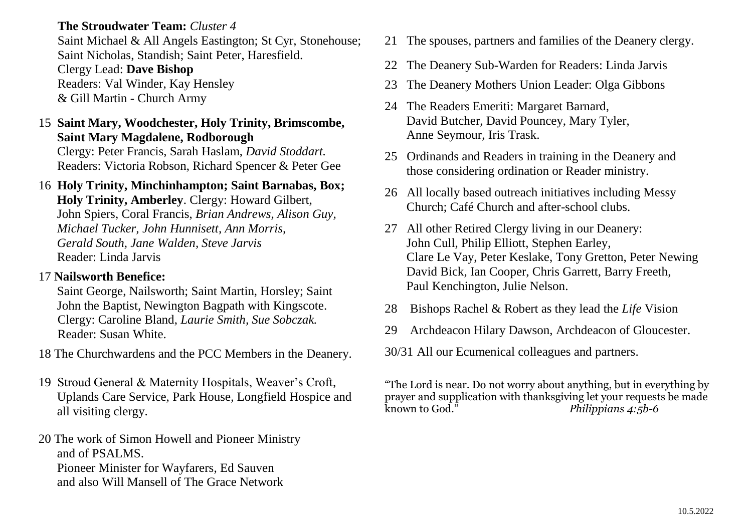**The Stroudwater Team:** *Cluster 4*
Saint Michael & All Angels Eastington; St Cyr, Stonehouse; Saint Nicholas, Standish; Saint Peter, Haresfield.
Clergy Lead: **Dave Bishop**
Readers: Val Winder, Kay Hensley
& Gill Martin - Church Army

15 **Saint Mary, Woodchester, Holy Trinity, Brimscombe, Saint Mary Magdalene, Rodborough**
Clergy: Peter Francis, Sarah Haslam, *David Stoddart.*
Readers: Victoria Robson, Richard Spencer & Peter Gee

16 **Holy Trinity, Minchinhampton; Saint Barnabas, Box; Holy Trinity, Amberley**. Clergy: Howard Gilbert, John Spiers, Coral Francis, *Brian Andrews, Alison Guy, Michael Tucker, John Hunnisett, Ann Morris, Gerald South, Jane Walden, Steve Jarvis*
Reader: Linda Jarvis

17 **Nailsworth Benefice:**
Saint George, Nailsworth; Saint Martin, Horsley; Saint John the Baptist, Newington Bagpath with Kingscote.
Clergy: Caroline Bland, *Laurie Smith, Sue Sobczak.*
Reader: Susan White.

18 The Churchwardens and the PCC Members in the Deanery.

19 Stroud General & Maternity Hospitals, Weaver's Croft, Uplands Care Service, Park House, Longfield Hospice and all visiting clergy.

20 The work of Simon Howell and Pioneer Ministry and of PSALMS.
Pioneer Minister for Wayfarers, Ed Sauven
and also Will Mansell of The Grace Network

21 The spouses, partners and families of the Deanery clergy.

22 The Deanery Sub-Warden for Readers: Linda Jarvis

23 The Deanery Mothers Union Leader: Olga Gibbons

24 The Readers Emeriti: Margaret Barnard, David Butcher, David Pouncey, Mary Tyler, Anne Seymour, Iris Trask.

25 Ordinands and Readers in training in the Deanery and those considering ordination or Reader ministry.

26 All locally based outreach initiatives including Messy Church; Café Church and after-school clubs.

27 All other Retired Clergy living in our Deanery:
John Cull, Philip Elliott, Stephen Earley, Clare Le Vay, Peter Keslake, Tony Gretton, Peter Newing David Bick, Ian Cooper, Chris Garrett, Barry Freeth, Paul Kenchington, Julie Nelson.

28 Bishops Rachel & Robert as they lead the *Life* Vision

29 Archdeacon Hilary Dawson, Archdeacon of Gloucester.

30/31 All our Ecumenical colleagues and partners.

"The Lord is near. Do not worry about anything, but in everything by prayer and supplication with thanksgiving let your requests be made known to God." *Philippians 4:5b-6*

10.5.2022